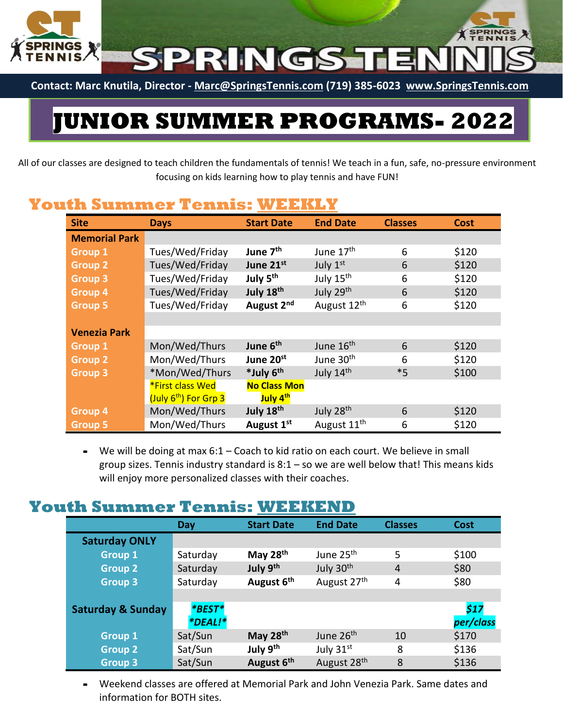# SPRINGS TENNIS

**Contact: Marc Knutila, Director - Marc@SpringsTennis.com (719) 385-6023 www.SpringsTennis.com**

# JUNIOR SUMMER PROGRAMS- 2022

All of our classes are designed to teach children the fundamentals of tennis! We teach in a fun, safe, no-pressure environment focusing on kids learning how to play tennis and have FUN!

## Youth Summer Tennis: WEEKLY

| Site | Days | Start Date | End Date | Classes | Cost |
|---|---|---|---|---|---|
| **Memorial Park** | | | | | |
| Group 1 | Tues/Wed/Friday | **June 7th** | June 17th | 6 | $120 |
| Group 2 | Tues/Wed/Friday | **June 21st** | July 1st | 6 | $120 |
| Group 3 | Tues/Wed/Friday | **July 5th** | July 15th | 6 | $120 |
| Group 4 | Tues/Wed/Friday | **July 18th** | July 29th | 6 | $120 |
| Group 5 | Tues/Wed/Friday | **August 2nd** | August 12th | 6 | $120 |
| | | | | | |
| **Venezia Park** | | | | | |
| Group 1 | Mon/Wed/Thurs | **June 6th** | June 16th | 6 | $120 |
| Group 2 | Mon/Wed/Thurs | **June 20st** | June 30th | 6 | $120 |
| Group 3 | *Mon/Wed/Thurs | ***July 6th** | July 14th | *5 | $100 |
| | *First class Wed (July 6th) For Grp 3 | **No Class Mon July 4th** | | | |
| Group 4 | Mon/Wed/Thurs | **July 18th** | July 28th | 6 | $120 |
| Group 5 | Mon/Wed/Thurs | **August 1st** | August 11th | 6 | $120 |

- We will be doing at max 6:1 – Coach to kid ratio on each court. We believe in small group sizes. Tennis industry standard is 8:1 – so we are well below that! This means kids will enjoy more personalized classes with their coaches.

## Youth Summer Tennis: WEEKEND

| | Day | Start Date | End Date | Classes | Cost |
|---|---|---|---|---|---|
| **Saturday ONLY** | | | | | |
| Group 1 | Saturday | **May 28th** | June 25th | 5 | $100 |
| Group 2 | Saturday | **July 9th** | July 30th | 4 | $80 |
| Group 3 | Saturday | **August 6th** | August 27th | 4 | $80 |
| | | | | | |
| **Saturday & Sunday** | ***BEST* *DEAL!*** | | | | ***$17 per/class*** |
| Group 1 | Sat/Sun | **May 28th** | June 26th | 10 | $170 |
| Group 2 | Sat/Sun | **July 9th** | July 31st | 8 | $136 |
| Group 3 | Sat/Sun | **August 6th** | August 28th | 8 | $136 |

- Weekend classes are offered at Memorial Park and John Venezia Park. Same dates and information for BOTH sites.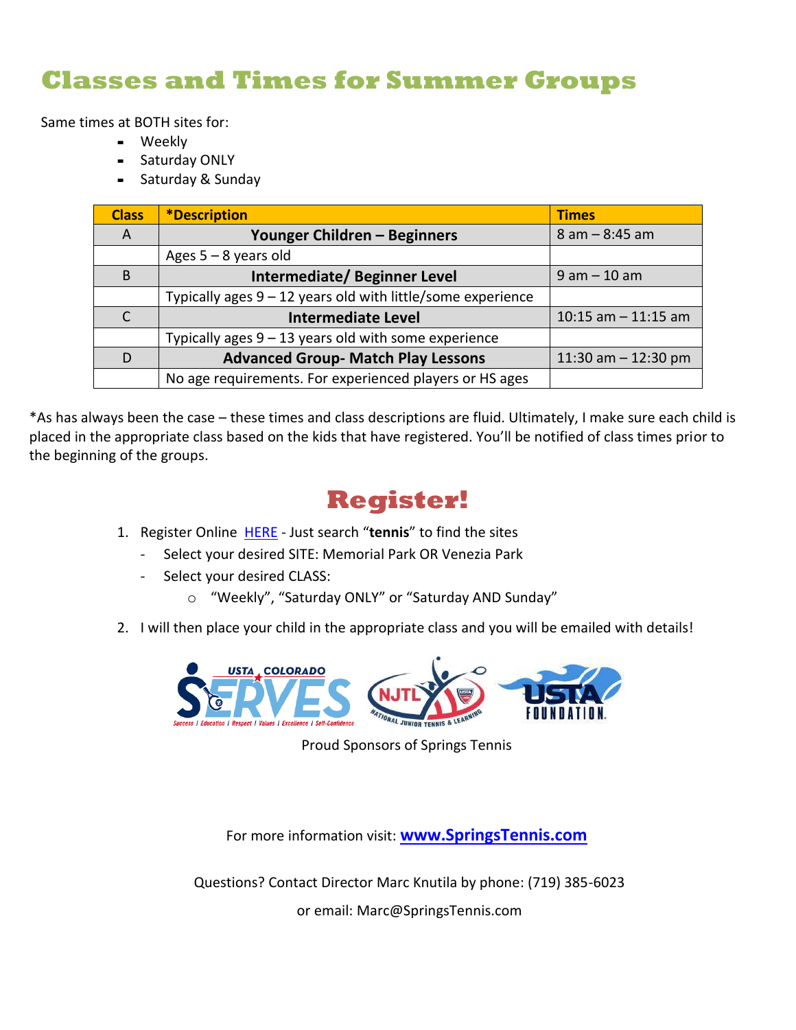# Classes and Times for Summer Groups

Same times at BOTH sites for:

- Weekly
- Saturday ONLY
- Saturday & Sunday

| Class | *Description | Times |
|---|---|---|
| A | **Younger Children – Beginners** | 8 am – 8:45 am |
| | Ages 5 – 8 years old | |
| B | **Intermediate/ Beginner Level** | 9 am – 10 am |
| | Typically ages 9 – 12 years old with little/some experience | |
| C | **Intermediate Level** | 10:15 am – 11:15 am |
| | Typically ages 9 – 13 years old with some experience | |
| D | **Advanced Group- Match Play Lessons** | 11:30 am – 12:30 pm |
| | No age requirements. For experienced players or HS ages | |

*As has always been the case – these times and class descriptions are fluid. Ultimately, I make sure each child is placed in the appropriate class based on the kids that have registered. You'll be notified of class times prior to the beginning of the groups.

## Register!

1. Register Online HERE - Just search "**tennis**" to find the sites
   - Select your desired SITE: Memorial Park OR Venezia Park
   - Select your desired CLASS:
     - "Weekly", "Saturday ONLY" or "Saturday AND Sunday"
2. I will then place your child in the appropriate class and you will be emailed with details!

Proud Sponsors of Springs Tennis

For more information visit: **www.SpringsTennis.com**

Questions? Contact Director Marc Knutila by phone: (719) 385-6023

or email: Marc@SpringsTennis.com